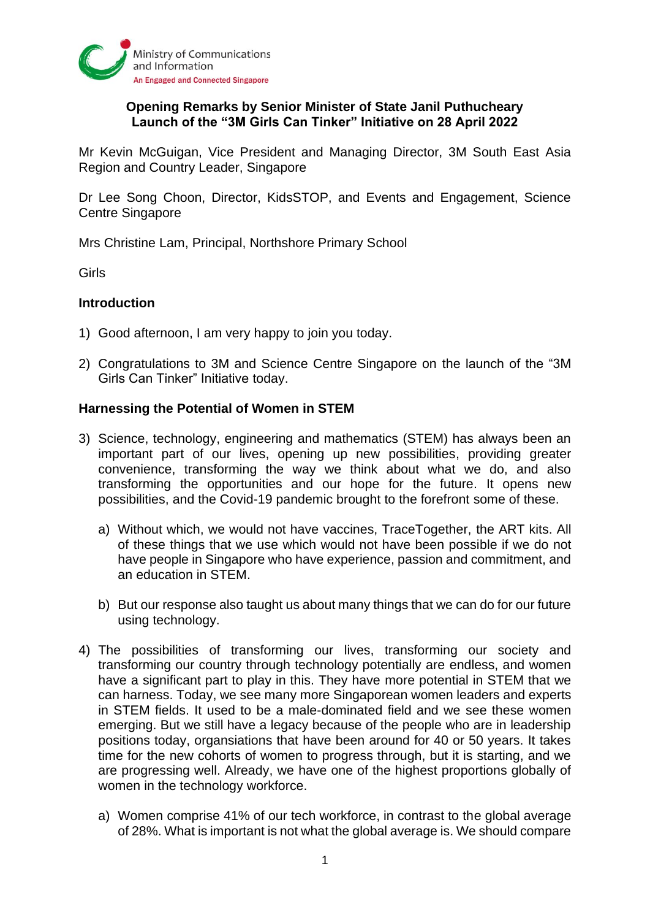Ministry of Communications and Information
An Engaged and Connected Singapore

**Opening Remarks by Senior Minister of State Janil Puthucheary**
**Launch of the "3M Girls Can Tinker" Initiative on 28 April 2022**

Mr Kevin McGuigan, Vice President and Managing Director, 3M South East Asia Region and Country Leader, Singapore

Dr Lee Song Choon, Director, KidsSTOP, and Events and Engagement, Science Centre Singapore

Mrs Christine Lam, Principal, Northshore Primary School

Girls

**Introduction**

1) Good afternoon, I am very happy to join you today.

2) Congratulations to 3M and Science Centre Singapore on the launch of the "3M Girls Can Tinker" Initiative today.

**Harnessing the Potential of Women in STEM**

3) Science, technology, engineering and mathematics (STEM) has always been an important part of our lives, opening up new possibilities, providing greater convenience, transforming the way we think about what we do, and also transforming the opportunities and our hope for the future. It opens new possibilities, and the Covid-19 pandemic brought to the forefront some of these.

   a) Without which, we would not have vaccines, TraceTogether, the ART kits. All of these things that we use which would not have been possible if we do not have people in Singapore who have experience, passion and commitment, and an education in STEM.

   b) But our response also taught us about many things that we can do for our future using technology.

4) The possibilities of transforming our lives, transforming our society and transforming our country through technology potentially are endless, and women have a significant part to play in this. They have more potential in STEM that we can harness. Today, we see many more Singaporean women leaders and experts in STEM fields. It used to be a male-dominated field and we see these women emerging. But we still have a legacy because of the people who are in leadership positions today, organisations that have been around for 40 or 50 years. It takes time for the new cohorts of women to progress through, but it is starting, and we are progressing well. Already, we have one of the highest proportions globally of women in the technology workforce.

   a) Women comprise 41% of our tech workforce, in contrast to the global average of 28%. What is important is not what the global average is. We should compare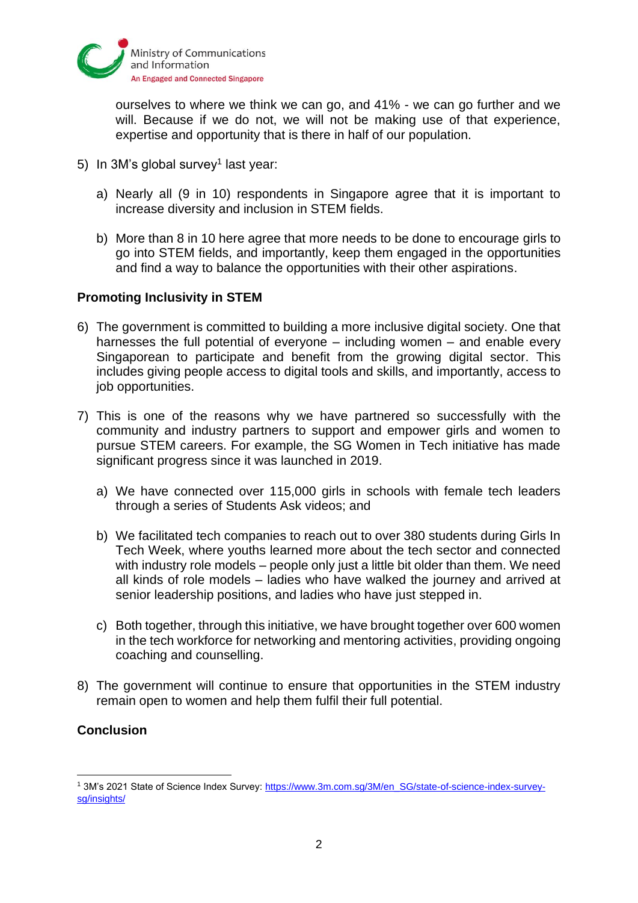ourselves to where we think we can go, and 41% - we can go further and we will. Because if we do not, we will not be making use of that experience, expertise and opportunity that is there in half of our population.

5) In 3M's global survey[1] last year:

   a) Nearly all (9 in 10) respondents in Singapore agree that it is important to increase diversity and inclusion in STEM fields.

   b) More than 8 in 10 here agree that more needs to be done to encourage girls to go into STEM fields, and importantly, keep them engaged in the opportunities and find a way to balance the opportunities with their other aspirations.

**Promoting Inclusivity in STEM**

6) The government is committed to building a more inclusive digital society. One that harnesses the full potential of everyone – including women – and enable every Singaporean to participate and benefit from the growing digital sector. This includes giving people access to digital tools and skills, and importantly, access to job opportunities.

7) This is one of the reasons why we have partnered so successfully with the community and industry partners to support and empower girls and women to pursue STEM careers. For example, the SG Women in Tech initiative has made significant progress since it was launched in 2019.

   a) We have connected over 115,000 girls in schools with female tech leaders through a series of Students Ask videos; and

   b) We facilitated tech companies to reach out to over 380 students during Girls In Tech Week, where youths learned more about the tech sector and connected with industry role models – people only just a little bit older than them. We need all kinds of role models – ladies who have walked the journey and arrived at senior leadership positions, and ladies who have just stepped in.

   c) Both together, through this initiative, we have brought together over 600 women in the tech workforce for networking and mentoring activities, providing ongoing coaching and counselling.

8) The government will continue to ensure that opportunities in the STEM industry remain open to women and help them fulfil their full potential.

**Conclusion**

---

[1] 3M's 2021 State of Science Index Survey: https://www.3m.com.sg/3M/en_SG/state-of-science-index-survey-sg/insights/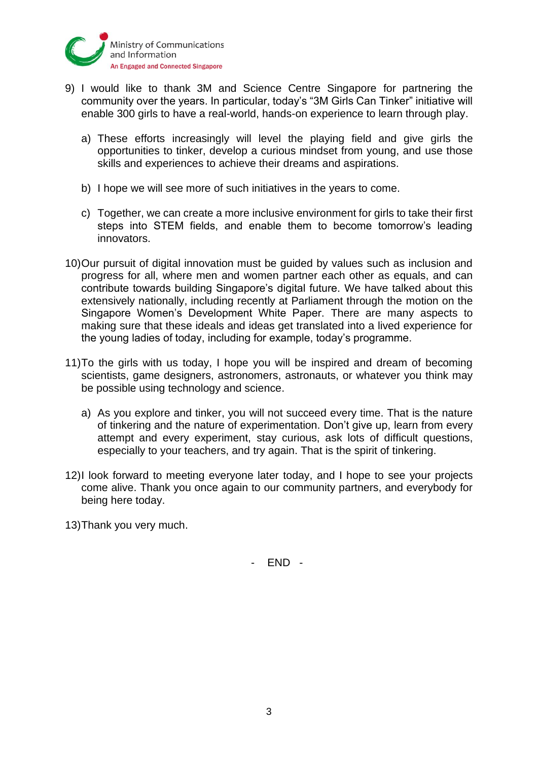9) I would like to thank 3M and Science Centre Singapore for partnering the community over the years. In particular, today's "3M Girls Can Tinker" initiative will enable 300 girls to have a real-world, hands-on experience to learn through play.

   a) These efforts increasingly will level the playing field and give girls the opportunities to tinker, develop a curious mindset from young, and use those skills and experiences to achieve their dreams and aspirations.

   b) I hope we will see more of such initiatives in the years to come.

   c) Together, we can create a more inclusive environment for girls to take their first steps into STEM fields, and enable them to become tomorrow's leading innovators.

10) Our pursuit of digital innovation must be guided by values such as inclusion and progress for all, where men and women partner each other as equals, and can contribute towards building Singapore's digital future. We have talked about this extensively nationally, including recently at Parliament through the motion on the Singapore Women's Development White Paper. There are many aspects to making sure that these ideals and ideas get translated into a lived experience for the young ladies of today, including for example, today's programme.

11) To the girls with us today, I hope you will be inspired and dream of becoming scientists, game designers, astronomers, astronauts, or whatever you think may be possible using technology and science.

    a) As you explore and tinker, you will not succeed every time. That is the nature of tinkering and the nature of experimentation. Don't give up, learn from every attempt and every experiment, stay curious, ask lots of difficult questions, especially to your teachers, and try again. That is the spirit of tinkering.

12) I look forward to meeting everyone later today, and I hope to see your projects come alive. Thank you once again to our community partners, and everybody for being here today.

13) Thank you very much.

\- END -